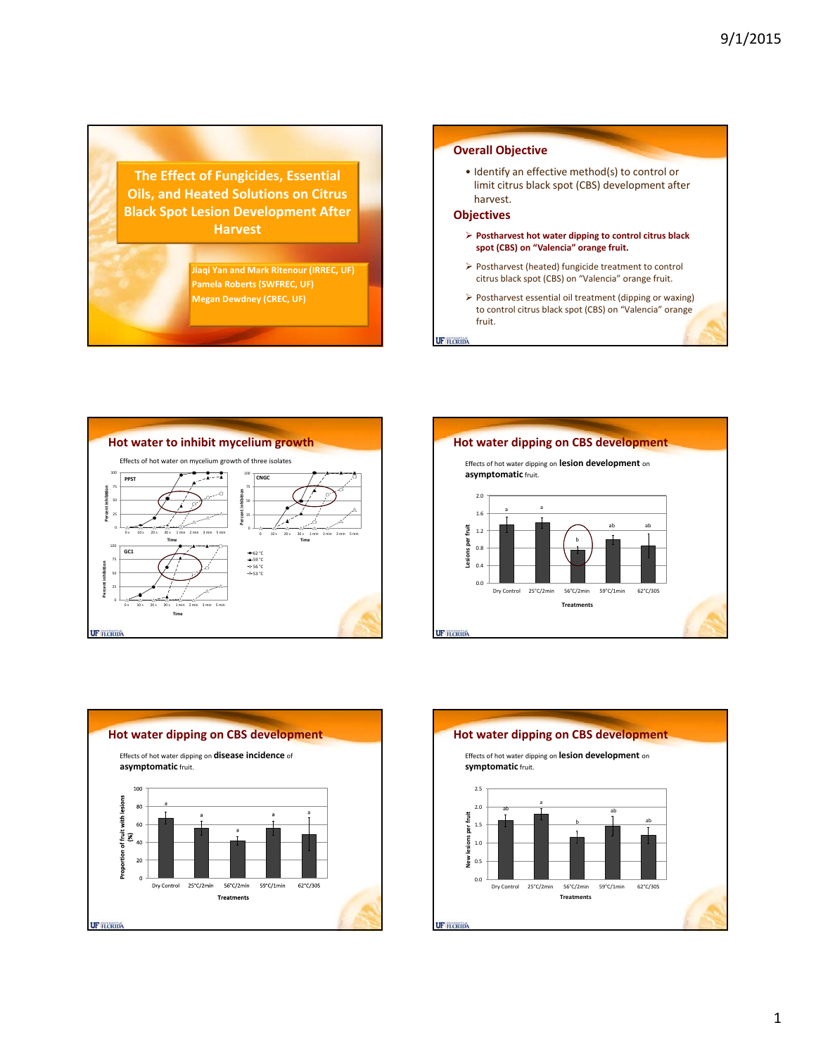# The Effect of Fungicides, Essential Oils, and Heated Solutions on Citrus Black Spot Lesion Development After Harvest

Jiaqi Yan and Mark Ritenour (IRREC, UF)
Pamela Roberts (SWFREC, UF)
Megan Dewdney (CREC, UF)

---

## Overall Objective

- Identify an effective method(s) to control or limit citrus black spot (CBS) development after harvest.

## Objectives

- **Postharvest hot water dipping to control citrus black spot (CBS) on "Valencia" orange fruit.**
- Postharvest (heated) fungicide treatment to control citrus black spot (CBS) on "Valencia" orange fruit.
- Postharvest essential oil treatment (dipping or waxing) to control citrus black spot (CBS) on "Valencia" orange fruit.

---

## Hot water to inhibit mycelium growth

Effects of hot water on mycelium growth of three isolates

Panels: PPST, CNGC, GC1. Y-axis: Percent inhibition (0–100). X-axis: Time (0 s, 10 s, 20 s, 30 s, 1 min, 2 min, 3 min, 5 min). Legend: 62 °C, 59 °C, 56 °C, 53 °C.

---

## Hot water dipping on CBS development

Effects of hot water dipping on **lesion development** on **asymptomatic** fruit.

Y-axis: Lesions per fruit. X-axis: Treatments.

| Treatment | Letter |
|---|---|
| Dry Control | a |
| 25°C/2min | a |
| 56°C/2min | b |
| 59°C/1min | ab |
| 62°C/30S | ab |

---

## Hot water dipping on CBS development

Effects of hot water dipping on **disease incidence** of **asymptomatic** fruit.

Y-axis: Proportion of fruit with lesions (%). X-axis: Treatments.

| Treatment | Letter |
|---|---|
| Dry Control | a |
| 25°C/2min | a |
| 56°C/2min | a |
| 59°C/1min | a |
| 62°C/30S | a |

---

## Hot water dipping on CBS development

Effects of hot water dipping on **lesion development** on **symptomatic** fruit.

Y-axis: New lesions per fruit. X-axis: Treatments.

| Treatment | Letter |
|---|---|
| Dry Control | ab |
| 25°C/2min | a |
| 56°C/2min | b |
| 59°C/1min | ab |
| 62°C/30S | ab |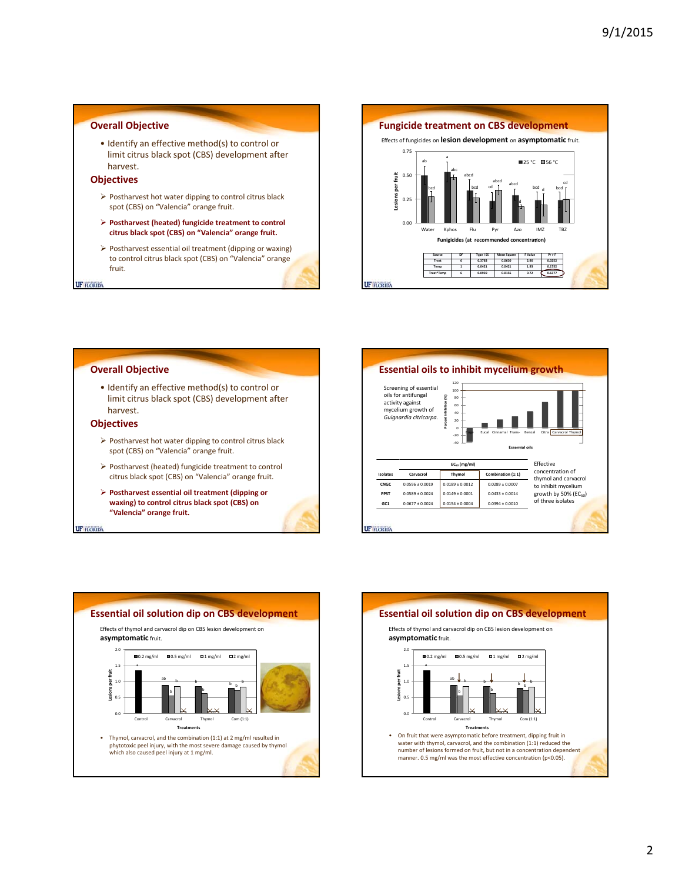## Overall Objective

- Identify an effective method(s) to control or limit citrus black spot (CBS) development after harvest.

## Objectives

- Postharvest hot water dipping to control citrus black spot (CBS) on "Valencia" orange fruit.
- **Postharvest (heated) fungicide treatment to control citrus black spot (CBS) on "Valencia" orange fruit.**
- Postharvest essential oil treatment (dipping or waxing) to control citrus black spot (CBS) on "Valencia" orange fruit.

## Fungicide treatment on CBS development

Effects of fungicides on **lesion development** on **asymptomatic** fruit.

Fungicides (at recommended concentration): Water, Kphos, Flu, Pyr, Azo, IMZ, TBZ (25 °C, 56 °C); y-axis: Lesions per fruit

| Source | DF | Type I SS | Mean Square | F Value | Pr > F |
|---|---|---|---|---|---|
| Treat | 6 | 0.3783 | 0.0630 | 2.90 | 0.0252 |
| Temp | 1 | 0.0421 | 0.0421 | 1.93 | 0.1752 |
| Treat*Temp | 6 | 0.0939 | 0.0156 | 0.72 | 0.6377 |

## Overall Objective

- Identify an effective method(s) to control or limit citrus black spot (CBS) development after harvest.

## Objectives

- Postharvest hot water dipping to control citrus black spot (CBS) on "Valencia" orange fruit.
- Postharvest (heated) fungicide treatment to control citrus black spot (CBS) on "Valencia" orange fruit.
- **Postharvest essential oil treatment (dipping or waxing) to control citrus black spot (CBS) on "Valencia" orange fruit.**

## Essential oils to inhibit mycelium growth

Screening of essential oils for antifungal activity against mycelium growth of *Guignardia citricarpa*.

Essential oils: Eucal, Cinnamal, Trans-, Benzal, Citra, Carvacrol, Thymol; y-axis: Percent inhibition (%)

| Isolates | $EC_{50}$ (mg/ml) Carvacrol | Thymol | Combination (1:1) |
|---|---|---|---|
| CNGC | 0.0596 ± 0.0019 | 0.0189 ± 0.0012 | 0.0289 ± 0.0007 |
| PPST | 0.0589 ± 0.0024 | 0.0149 ± 0.0001 | 0.0433 ± 0.0014 |
| GC1 | 0.0677 ± 0.0024 | 0.0154 ± 0.0004 | 0.0394 ± 0.0010 |

Effective concentration of thymol and carvacrol to inhibit mycelium growth by 50% ($EC_{50}$) of three isolates

## Essential oil solution dip on CBS development

Effects of thymol and carvacrol dip on CBS lesion development on **asymptomatic** fruit.

Treatments: Control, Carvacrol, Thymol, Com (1:1) (0.2 mg/ml, 0.5 mg/ml, 1 mg/ml, 2 mg/ml); y-axis: Lesions per fruit

- Thymol, carvacrol, and the combination (1:1) at 2 mg/ml resulted in phytotoxic peel injury, with the most severe damage caused by thymol which also caused peel injury at 1 mg/ml.

## Essential oil solution dip on CBS development

Effects of thymol and carvacrol dip on CBS lesion development on **asymptomatic** fruit.

Treatments: Control, Carvacrol, Thymol, Com (1:1) (0.2 mg/ml, 0.5 mg/ml, 1 mg/ml, 2 mg/ml); y-axis: Lesions per fruit

- On fruit that were asymptomatic before treatment, dipping fruit in water with thymol, carvacrol, and the combination (1:1) reduced the number of lesions formed on fruit, but not in a concentration dependent manner. 0.5 mg/ml was the most effective concentration ($p<0.05$).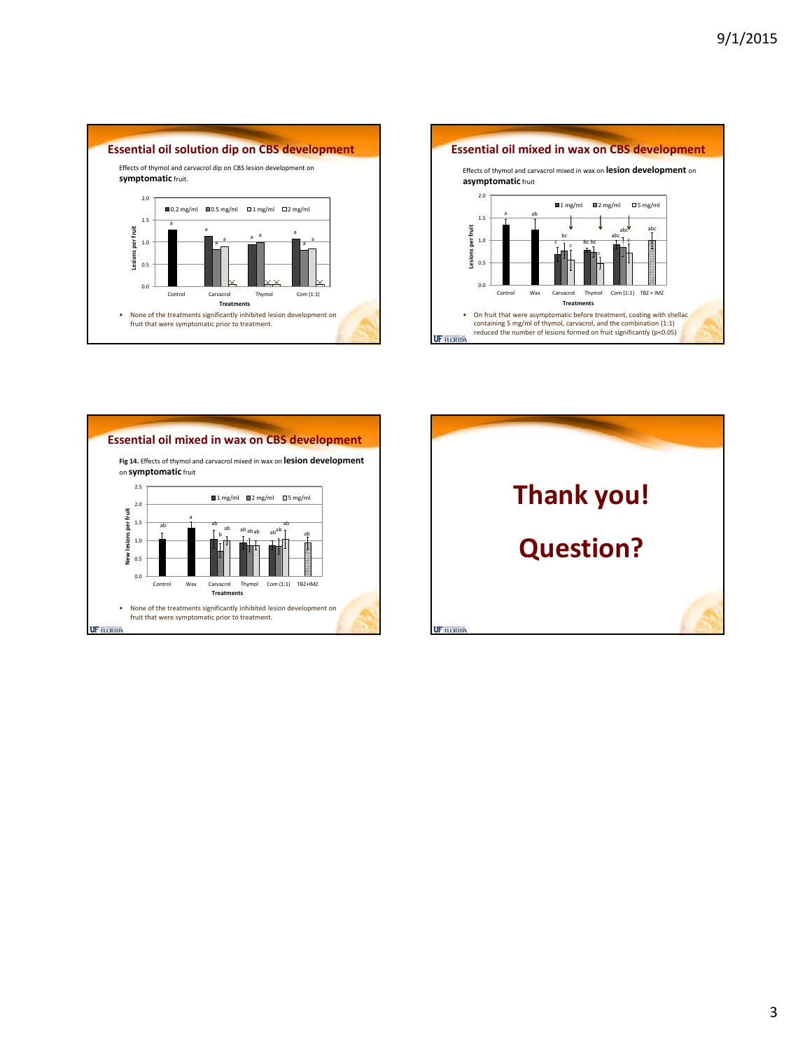## Essential oil solution dip on CBS development

Effects of thymol and carvacrol dip on CBS lesion development on **symptomatic** fruit.

0.2 mg/ml
0.5 mg/ml
1 mg/ml
2 mg/ml

Lesions per fruit

2.0
1.5
1.0
0.5
0.0

a
a
a a
a a
a
a a

Control
Carvacrol
Thymol
Com (1:1)

Treatments

- None of the treatments significantly inhibited lesion development on fruit that were symptomatic prior to treatment.

## Essential oil mixed in wax on CBS development

Effects of thymol and carvacrol mixed in wax on **lesion development** on **asymptomatic** fruit

1 mg/ml
2 mg/ml
5 mg/ml

Lesions per fruit

2.0
1.5
1.0
0.5
0.0

a
ab
c bc c
bc bc c
abc abc c
abc

Control
Wax
Carvacrol
Thymol
Com (1:1)
TBZ + IMZ

Treatments

- On fruit that were asymptomatic before treatment, coating with shellac containing 5 mg/ml of thymol, carvacrol, and the combination (1:1) reduced the number of lesions formed on fruit significantly ($p<0.05$)

## Essential oil mixed in wax on CBS development

**Fig 14.** Effects of thymol and carvacrol mixed in wax on **lesion development** on **symptomatic** fruit

1 mg/ml
2 mg/ml
5 mg/ml

New lesions per fruit

2.5
2.0
1.5
1.0
0.5
0.0

ab
a
ab b ab
ab ab ab
ab ab ab
ab

Control
Wax
Carvacrol
Thymol
Com (1:1)
TBZ+IMZ

Treatments

- None of the treatments significantly inhibited lesion development on fruit that were symptomatic prior to treatment.

# Thank you!

# Question?